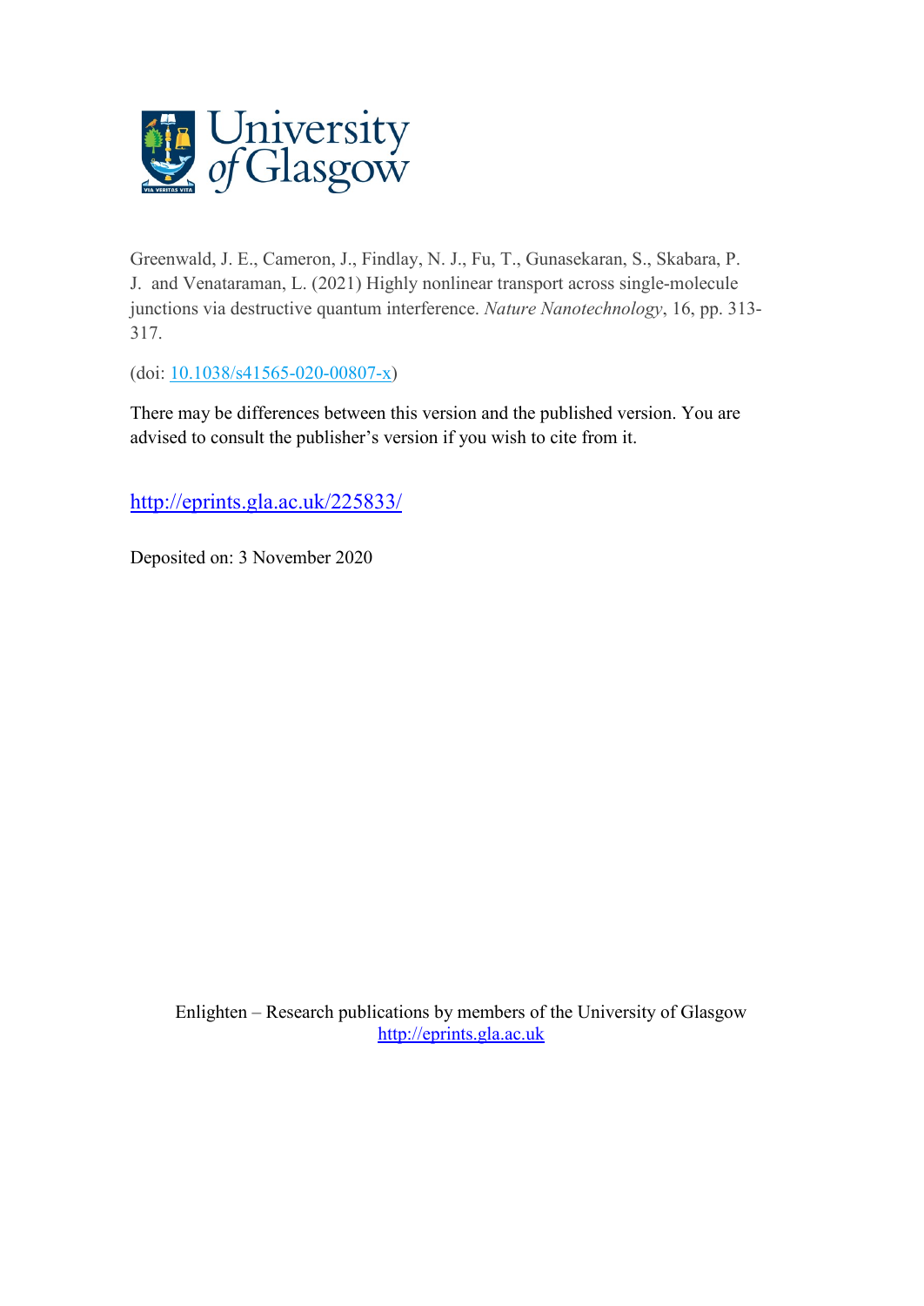University of Glasgow

Greenwald, J. E., Cameron, J., Findlay, N. J., Fu, T., Gunasekaran, S., Skabara, P. J. and Venataraman, L. (2021) Highly nonlinear transport across single-molecule junctions via destructive quantum interference. *Nature Nanotechnology*, 16, pp. 313-317.

(doi: [10.1038/s41565-020-00807-x](https://doi.org/10.1038/s41565-020-00807-x))

There may be differences between this version and the published version. You are advised to consult the publisher's version if you wish to cite from it.

[http://eprints.gla.ac.uk/225833/](http://eprints.gla.ac.uk/225833/)

Deposited on: 3 November 2020

Enlighten – Research publications by members of the University of Glasgow
[http://eprints.gla.ac.uk](http://eprints.gla.ac.uk)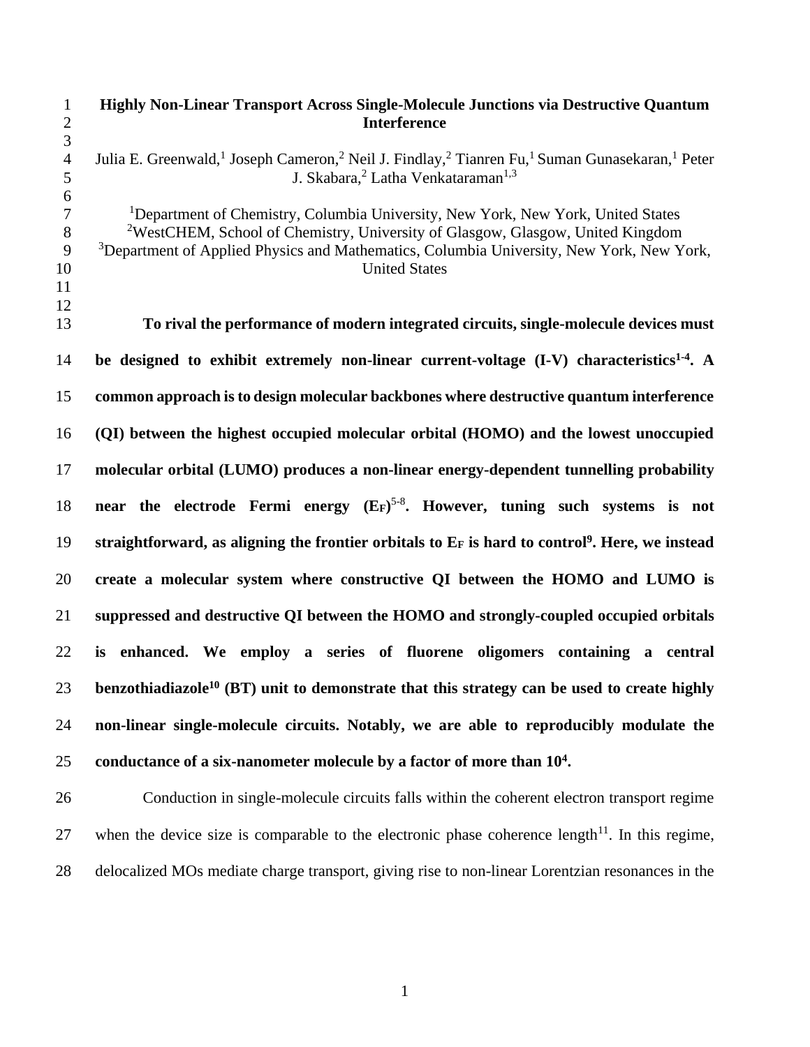# Highly Non-Linear Transport Across Single-Molecule Junctions via Destructive Quantum Interference

Julia E. Greenwald,[1] Joseph Cameron,[2] Neil J. Findlay,[2] Tianren Fu,[1] Suman Gunasekaran,[1] Peter J. Skabara,[2] Latha Venkataraman[1,3]

[1]Department of Chemistry, Columbia University, New York, New York, United States
[2]WestCHEM, School of Chemistry, University of Glasgow, Glasgow, United Kingdom
[3]Department of Applied Physics and Mathematics, Columbia University, New York, New York, United States

**To rival the performance of modern integrated circuits, single-molecule devices must be designed to exhibit extremely non-linear current-voltage (I-V) characteristics[1-4]. A common approach is to design molecular backbones where destructive quantum interference (QI) between the highest occupied molecular orbital (HOMO) and the lowest unoccupied molecular orbital (LUMO) produces a non-linear energy-dependent tunnelling probability near the electrode Fermi energy ($E_F$)[5-8]. However, tuning such systems is not straightforward, as aligning the frontier orbitals to $E_F$ is hard to control[9]. Here, we instead create a molecular system where constructive QI between the HOMO and LUMO is suppressed and destructive QI between the HOMO and strongly-coupled occupied orbitals is enhanced. We employ a series of fluorene oligomers containing a central benzothiadiazole[10] (BT) unit to demonstrate that this strategy can be used to create highly non-linear single-molecule circuits. Notably, we are able to reproducibly modulate the conductance of a six-nanometer molecule by a factor of more than $10^4$.**

Conduction in single-molecule circuits falls within the coherent electron transport regime when the device size is comparable to the electronic phase coherence length[11]. In this regime, delocalized MOs mediate charge transport, giving rise to non-linear Lorentzian resonances in the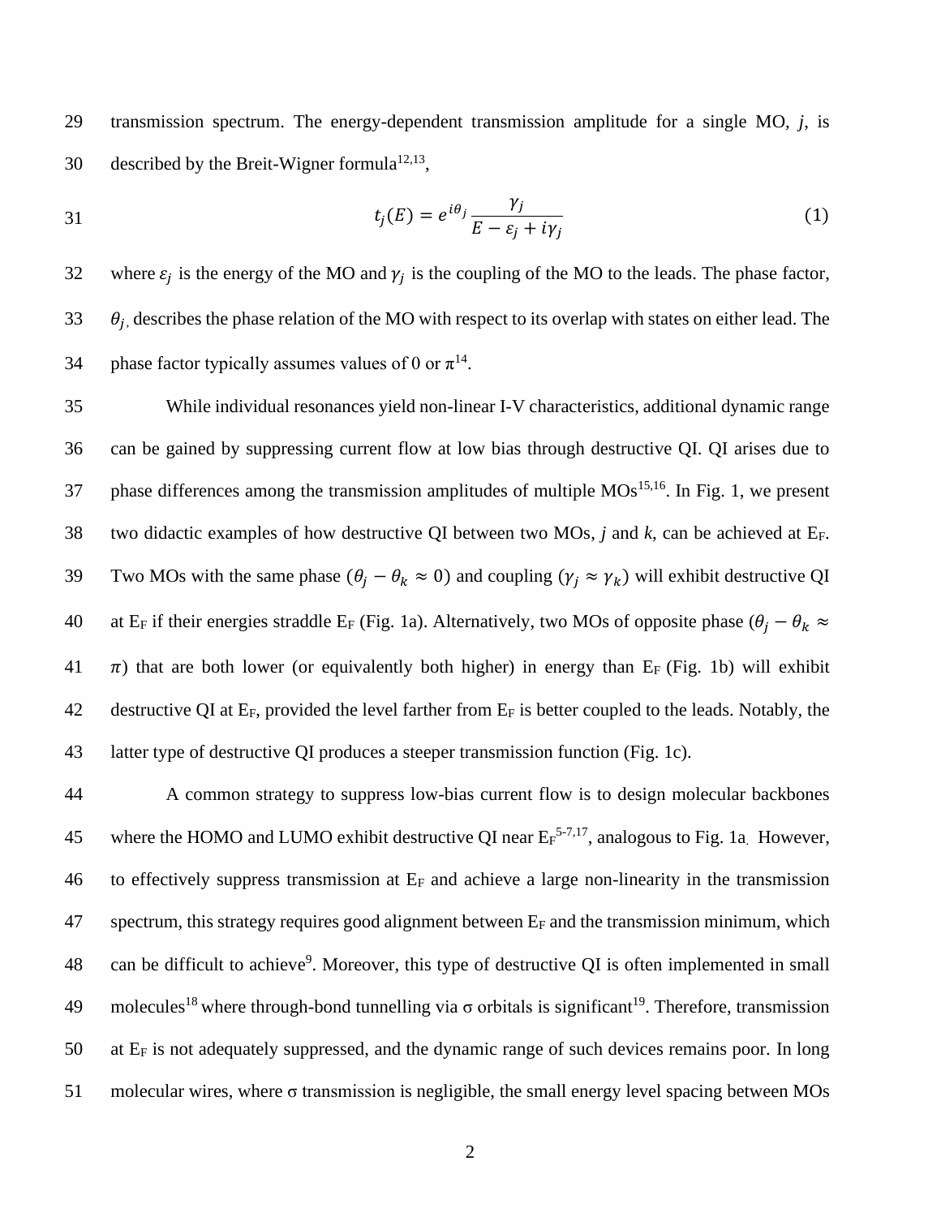transmission spectrum. The energy-dependent transmission amplitude for a single MO, $j$, is described by the Breit-Wigner formula[12,13],

$$t_j(E) = e^{i\theta_j} \frac{\gamma_j}{E - \varepsilon_j + i\gamma_j} \tag{1}$$

where $\varepsilon_j$ is the energy of the MO and $\gamma_j$ is the coupling of the MO to the leads. The phase factor, $\theta_j$, describes the phase relation of the MO with respect to its overlap with states on either lead. The phase factor typically assumes values of 0 or π[14].

While individual resonances yield non-linear I-V characteristics, additional dynamic range can be gained by suppressing current flow at low bias through destructive QI. QI arises due to phase differences among the transmission amplitudes of multiple MOs[15,16]. In Fig. 1, we present two didactic examples of how destructive QI between two MOs, $j$ and $k$, can be achieved at $E_F$. Two MOs with the same phase ($\theta_j - \theta_k \approx 0$) and coupling ($\gamma_j \approx \gamma_k$) will exhibit destructive QI at $E_F$ if their energies straddle $E_F$ (Fig. 1a). Alternatively, two MOs of opposite phase ($\theta_j - \theta_k \approx \pi$) that are both lower (or equivalently both higher) in energy than $E_F$ (Fig. 1b) will exhibit destructive QI at $E_F$, provided the level farther from $E_F$ is better coupled to the leads. Notably, the latter type of destructive QI produces a steeper transmission function (Fig. 1c).

A common strategy to suppress low-bias current flow is to design molecular backbones where the HOMO and LUMO exhibit destructive QI near $E_F$[5-7,17], analogous to Fig. 1a. However, to effectively suppress transmission at $E_F$ and achieve a large non-linearity in the transmission spectrum, this strategy requires good alignment between $E_F$ and the transmission minimum, which can be difficult to achieve[9]. Moreover, this type of destructive QI is often implemented in small molecules[18] where through-bond tunnelling via σ orbitals is significant[19]. Therefore, transmission at $E_F$ is not adequately suppressed, and the dynamic range of such devices remains poor. In long molecular wires, where σ transmission is negligible, the small energy level spacing between MOs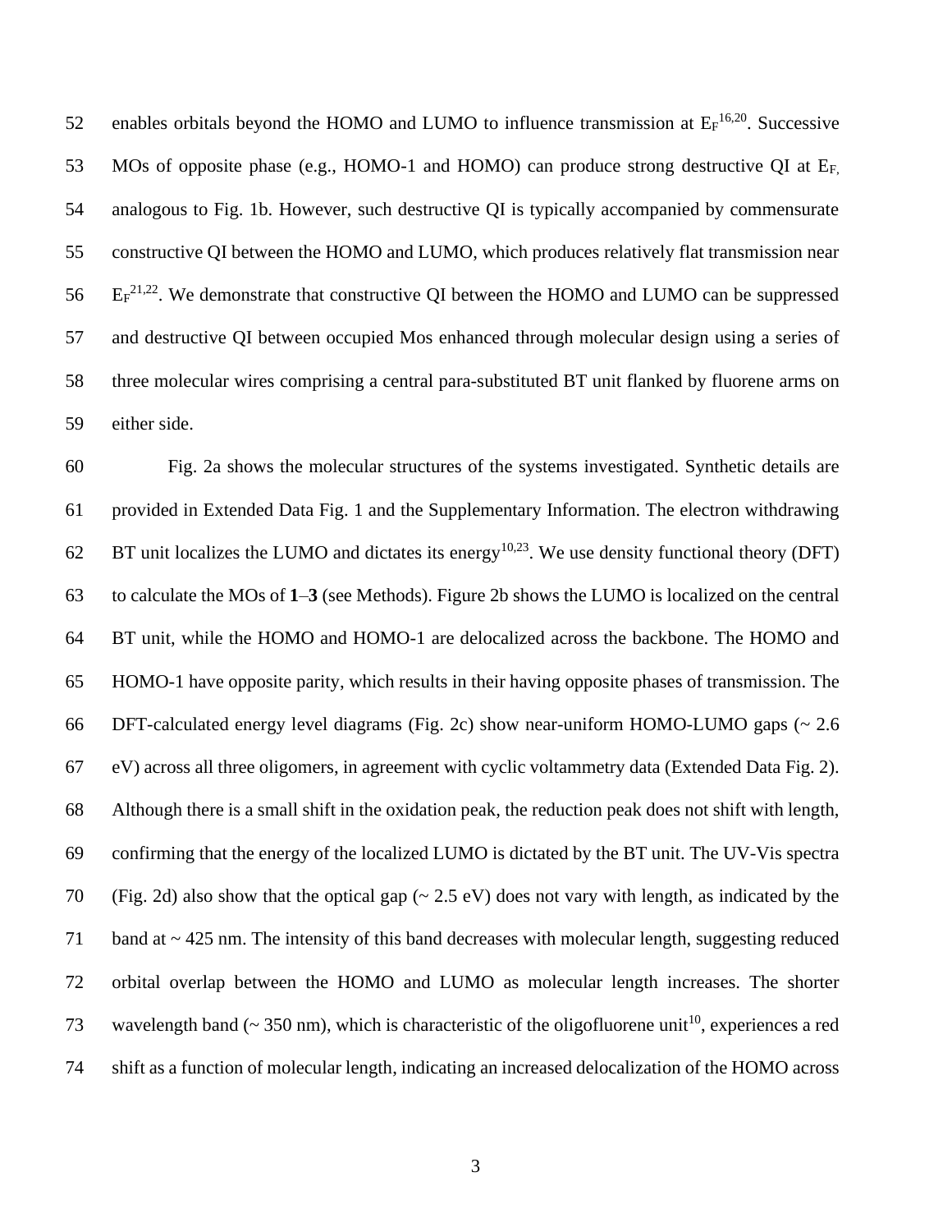enables orbitals beyond the HOMO and LUMO to influence transmission at $E_F$[16,20]. Successive MOs of opposite phase (e.g., HOMO-1 and HOMO) can produce strong destructive QI at $E_{F,}$ analogous to Fig. 1b. However, such destructive QI is typically accompanied by commensurate constructive QI between the HOMO and LUMO, which produces relatively flat transmission near $E_F$[21,22]. We demonstrate that constructive QI between the HOMO and LUMO can be suppressed and destructive QI between occupied Mos enhanced through molecular design using a series of three molecular wires comprising a central para-substituted BT unit flanked by fluorene arms on either side.

Fig. 2a shows the molecular structures of the systems investigated. Synthetic details are provided in Extended Data Fig. 1 and the Supplementary Information. The electron withdrawing BT unit localizes the LUMO and dictates its energy[10,23]. We use density functional theory (DFT) to calculate the MOs of **1**–**3** (see Methods). Figure 2b shows the LUMO is localized on the central BT unit, while the HOMO and HOMO-1 are delocalized across the backbone. The HOMO and HOMO-1 have opposite parity, which results in their having opposite phases of transmission. The DFT-calculated energy level diagrams (Fig. 2c) show near-uniform HOMO-LUMO gaps (~ 2.6 eV) across all three oligomers, in agreement with cyclic voltammetry data (Extended Data Fig. 2). Although there is a small shift in the oxidation peak, the reduction peak does not shift with length, confirming that the energy of the localized LUMO is dictated by the BT unit. The UV-Vis spectra (Fig. 2d) also show that the optical gap (~ 2.5 eV) does not vary with length, as indicated by the band at ~ 425 nm. The intensity of this band decreases with molecular length, suggesting reduced orbital overlap between the HOMO and LUMO as molecular length increases. The shorter wavelength band (~ 350 nm), which is characteristic of the oligofluorene unit[10], experiences a red shift as a function of molecular length, indicating an increased delocalization of the HOMO across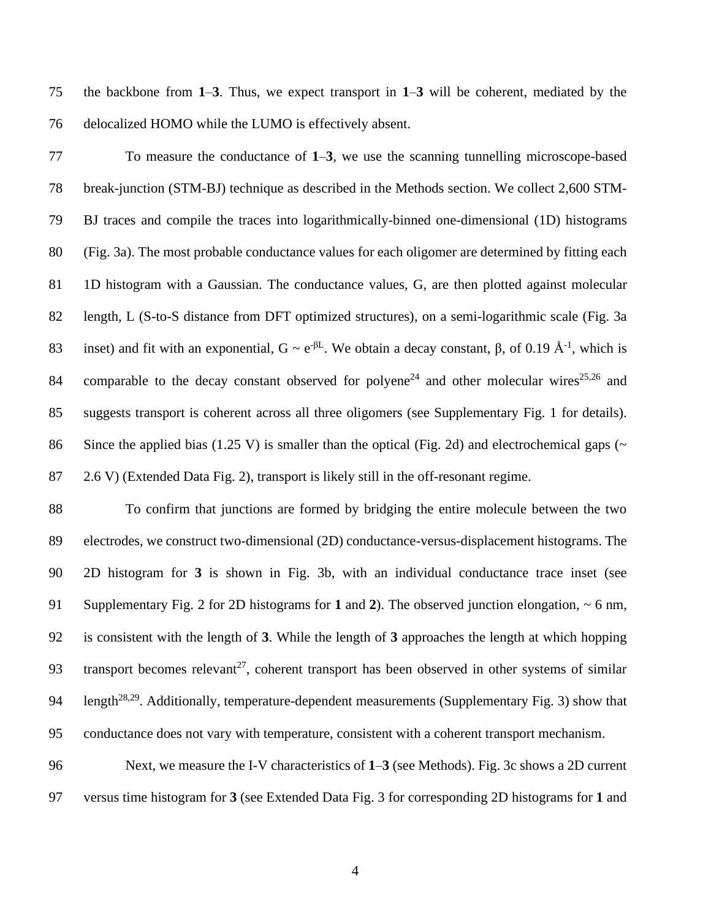the backbone from **1**–**3**. Thus, we expect transport in **1**–**3** will be coherent, mediated by the delocalized HOMO while the LUMO is effectively absent.

To measure the conductance of **1**–**3**, we use the scanning tunnelling microscope-based break-junction (STM-BJ) technique as described in the Methods section. We collect 2,600 STM-BJ traces and compile the traces into logarithmically-binned one-dimensional (1D) histograms (Fig. 3a). The most probable conductance values for each oligomer are determined by fitting each 1D histogram with a Gaussian. The conductance values, G, are then plotted against molecular length, L (S-to-S distance from DFT optimized structures), on a semi-logarithmic scale (Fig. 3a inset) and fit with an exponential, $G \sim e^{-\beta L}$. We obtain a decay constant, β, of 0.19 $Å^{-1}$, which is comparable to the decay constant observed for polyene[24] and other molecular wires[25,26] and suggests transport is coherent across all three oligomers (see Supplementary Fig. 1 for details). Since the applied bias (1.25 V) is smaller than the optical (Fig. 2d) and electrochemical gaps (~ 2.6 V) (Extended Data Fig. 2), transport is likely still in the off-resonant regime.

To confirm that junctions are formed by bridging the entire molecule between the two electrodes, we construct two-dimensional (2D) conductance-versus-displacement histograms. The 2D histogram for **3** is shown in Fig. 3b, with an individual conductance trace inset (see Supplementary Fig. 2 for 2D histograms for **1** and **2**). The observed junction elongation, ~ 6 nm, is consistent with the length of **3**. While the length of **3** approaches the length at which hopping transport becomes relevant[27], coherent transport has been observed in other systems of similar length[28,29]. Additionally, temperature-dependent measurements (Supplementary Fig. 3) show that conductance does not vary with temperature, consistent with a coherent transport mechanism.

Next, we measure the I-V characteristics of **1**–**3** (see Methods). Fig. 3c shows a 2D current versus time histogram for **3** (see Extended Data Fig. 3 for corresponding 2D histograms for **1** and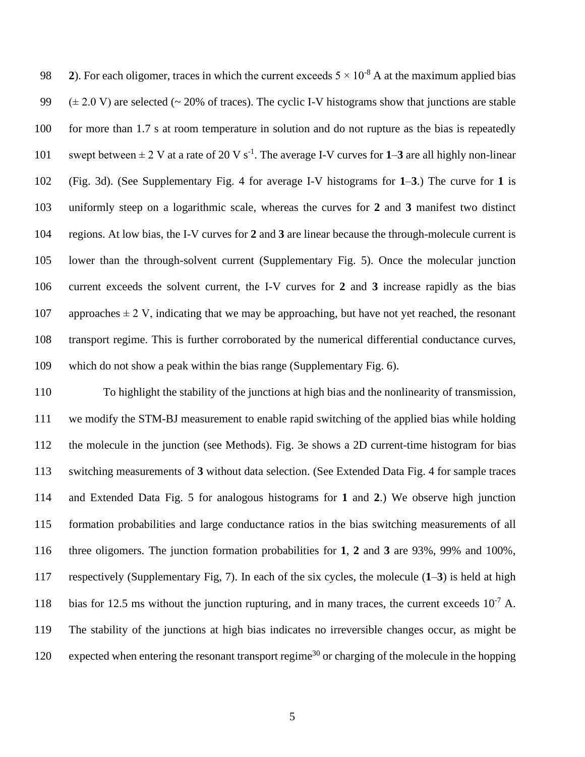**2**). For each oligomer, traces in which the current exceeds $5 \times 10^{-8}$ A at the maximum applied bias ($\pm$ 2.0 V) are selected (~ 20% of traces). The cyclic I-V histograms show that junctions are stable for more than 1.7 s at room temperature in solution and do not rupture as the bias is repeatedly swept between $\pm$ 2 V at a rate of 20 V $s^{-1}$. The average I-V curves for **1**–**3** are all highly non-linear (Fig. 3d). (See Supplementary Fig. 4 for average I-V histograms for **1**–**3**.) The curve for **1** is uniformly steep on a logarithmic scale, whereas the curves for **2** and **3** manifest two distinct regions. At low bias, the I-V curves for **2** and **3** are linear because the through-molecule current is lower than the through-solvent current (Supplementary Fig. 5). Once the molecular junction current exceeds the solvent current, the I-V curves for **2** and **3** increase rapidly as the bias approaches $\pm$ 2 V, indicating that we may be approaching, but have not yet reached, the resonant transport regime. This is further corroborated by the numerical differential conductance curves, which do not show a peak within the bias range (Supplementary Fig. 6).

To highlight the stability of the junctions at high bias and the nonlinearity of transmission, we modify the STM-BJ measurement to enable rapid switching of the applied bias while holding the molecule in the junction (see Methods). Fig. 3e shows a 2D current-time histogram for bias switching measurements of **3** without data selection. (See Extended Data Fig. 4 for sample traces and Extended Data Fig. 5 for analogous histograms for **1** and **2**.) We observe high junction formation probabilities and large conductance ratios in the bias switching measurements of all three oligomers. The junction formation probabilities for **1**, **2** and **3** are 93%, 99% and 100%, respectively (Supplementary Fig, 7). In each of the six cycles, the molecule (**1**–**3**) is held at high bias for 12.5 ms without the junction rupturing, and in many traces, the current exceeds $10^{-7}$ A. The stability of the junctions at high bias indicates no irreversible changes occur, as might be expected when entering the resonant transport regime[30] or charging of the molecule in the hopping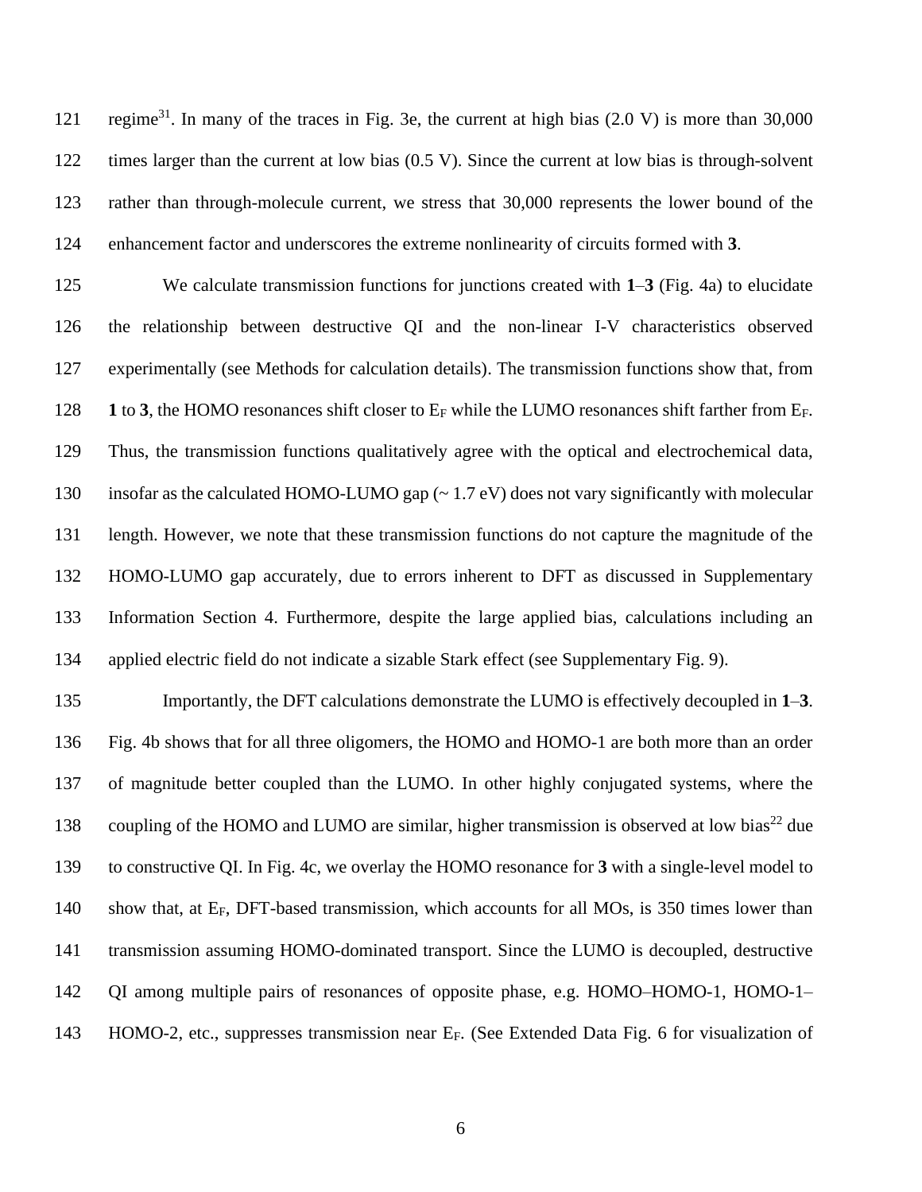regime[31]. In many of the traces in Fig. 3e, the current at high bias (2.0 V) is more than 30,000 times larger than the current at low bias (0.5 V). Since the current at low bias is through-solvent rather than through-molecule current, we stress that 30,000 represents the lower bound of the enhancement factor and underscores the extreme nonlinearity of circuits formed with **3**.

We calculate transmission functions for junctions created with **1**–**3** (Fig. 4a) to elucidate the relationship between destructive QI and the non-linear I-V characteristics observed experimentally (see Methods for calculation details). The transmission functions show that, from **1** to **3**, the HOMO resonances shift closer to $E_F$ while the LUMO resonances shift farther from $E_F$. Thus, the transmission functions qualitatively agree with the optical and electrochemical data, insofar as the calculated HOMO-LUMO gap (~ 1.7 eV) does not vary significantly with molecular length. However, we note that these transmission functions do not capture the magnitude of the HOMO-LUMO gap accurately, due to errors inherent to DFT as discussed in Supplementary Information Section 4. Furthermore, despite the large applied bias, calculations including an applied electric field do not indicate a sizable Stark effect (see Supplementary Fig. 9).

Importantly, the DFT calculations demonstrate the LUMO is effectively decoupled in **1**–**3**. Fig. 4b shows that for all three oligomers, the HOMO and HOMO-1 are both more than an order of magnitude better coupled than the LUMO. In other highly conjugated systems, where the coupling of the HOMO and LUMO are similar, higher transmission is observed at low bias[22] due to constructive QI. In Fig. 4c, we overlay the HOMO resonance for **3** with a single-level model to show that, at $E_F$, DFT-based transmission, which accounts for all MOs, is 350 times lower than transmission assuming HOMO-dominated transport. Since the LUMO is decoupled, destructive QI among multiple pairs of resonances of opposite phase, e.g. HOMO–HOMO-1, HOMO-1–HOMO-2, etc., suppresses transmission near $E_F$. (See Extended Data Fig. 6 for visualization of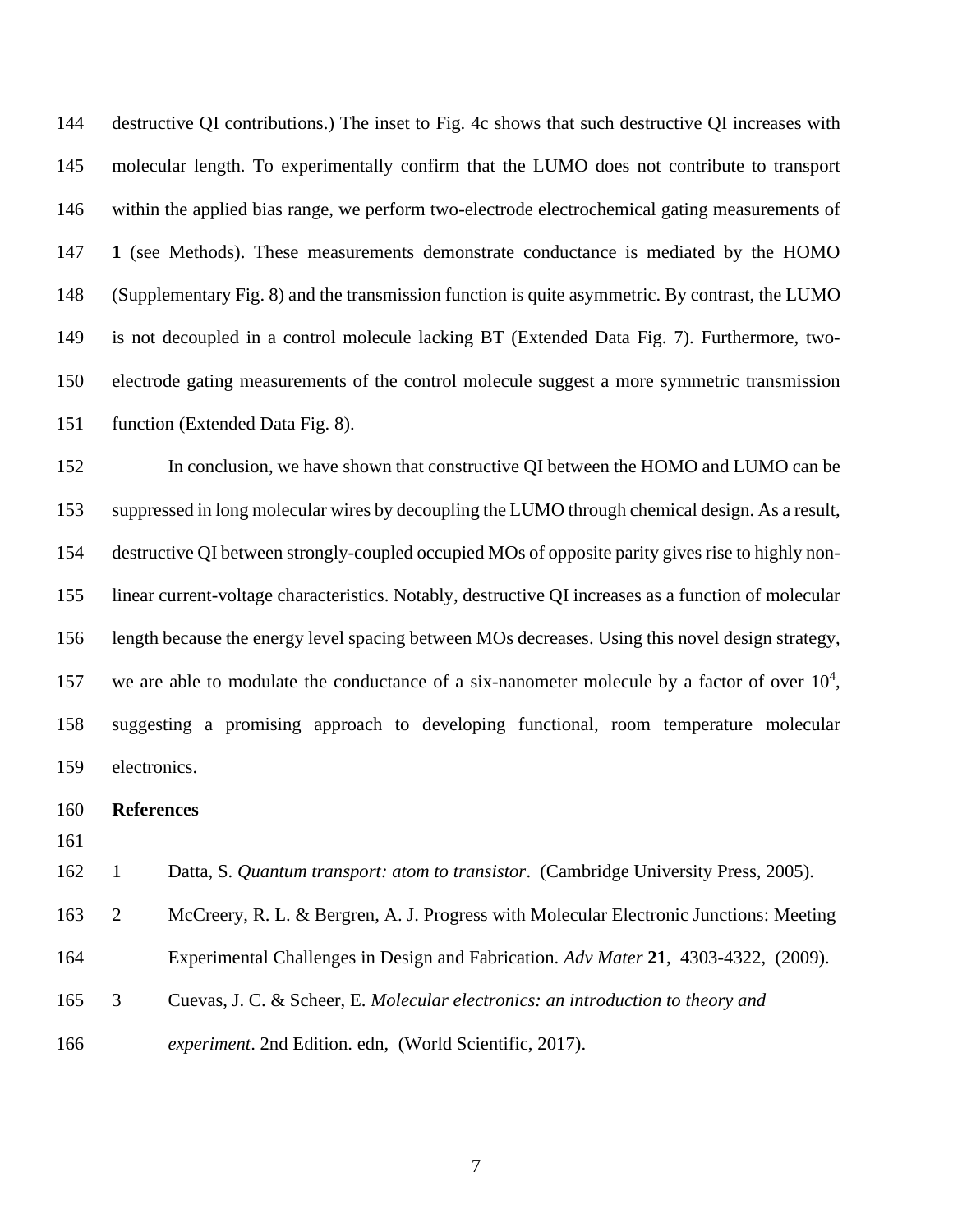destructive QI contributions.) The inset to Fig. 4c shows that such destructive QI increases with molecular length. To experimentally confirm that the LUMO does not contribute to transport within the applied bias range, we perform two-electrode electrochemical gating measurements of **1** (see Methods). These measurements demonstrate conductance is mediated by the HOMO (Supplementary Fig. 8) and the transmission function is quite asymmetric. By contrast, the LUMO is not decoupled in a control molecule lacking BT (Extended Data Fig. 7). Furthermore, two-electrode gating measurements of the control molecule suggest a more symmetric transmission function (Extended Data Fig. 8).

In conclusion, we have shown that constructive QI between the HOMO and LUMO can be suppressed in long molecular wires by decoupling the LUMO through chemical design. As a result, destructive QI between strongly-coupled occupied MOs of opposite parity gives rise to highly non-linear current-voltage characteristics. Notably, destructive QI increases as a function of molecular length because the energy level spacing between MOs decreases. Using this novel design strategy, we are able to modulate the conductance of a six-nanometer molecule by a factor of over $10^4$, suggesting a promising approach to developing functional, room temperature molecular electronics.

**References**

1. Datta, S. *Quantum transport: atom to transistor*. (Cambridge University Press, 2005).
2. McCreery, R. L. & Bergren, A. J. Progress with Molecular Electronic Junctions: Meeting Experimental Challenges in Design and Fabrication. *Adv Mater* **21**, 4303-4322, (2009).
3. Cuevas, J. C. & Scheer, E. *Molecular electronics: an introduction to theory and experiment*. 2nd Edition. edn, (World Scientific, 2017).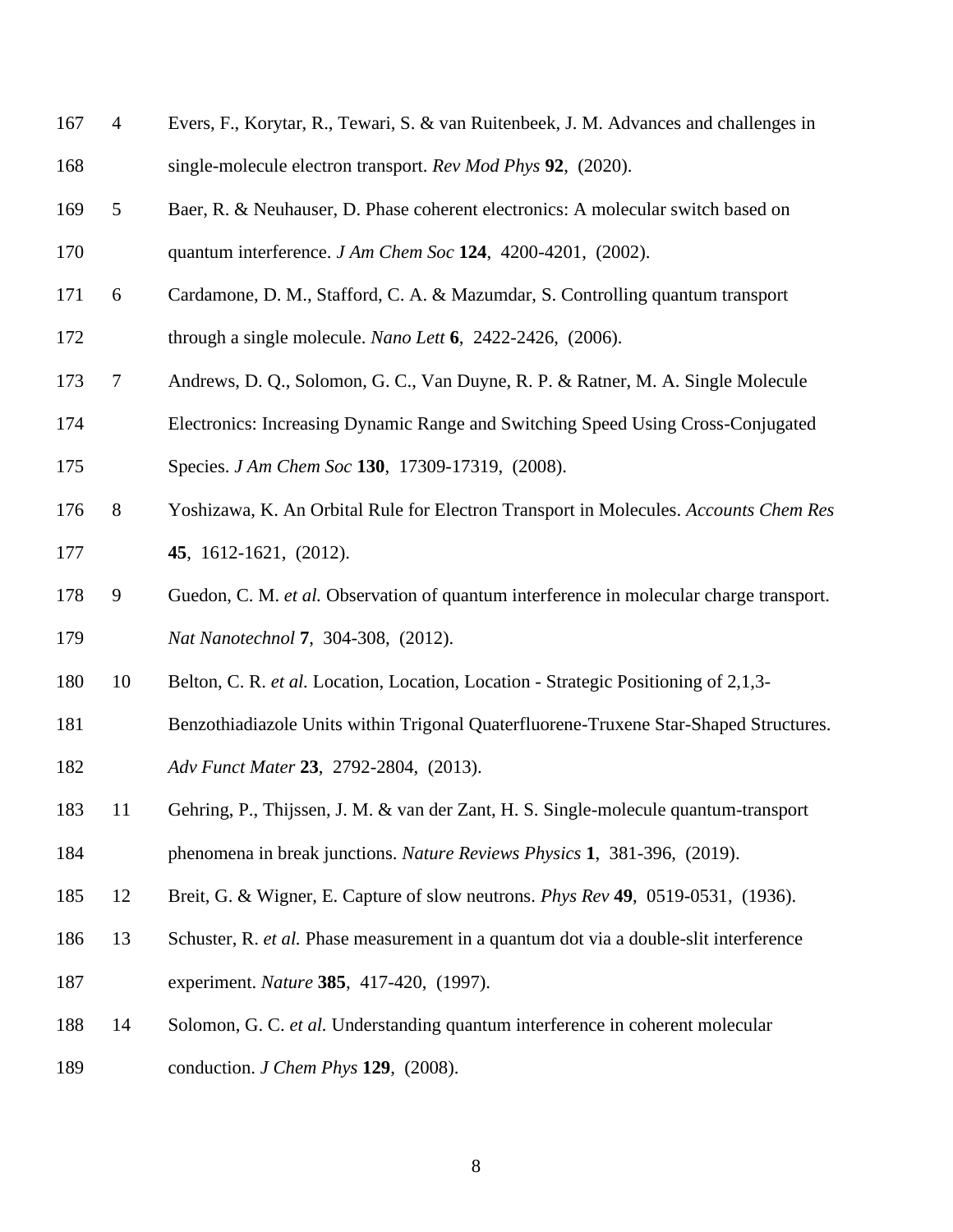4. Evers, F., Korytar, R., Tewari, S. & van Ruitenbeek, J. M. Advances and challenges in single-molecule electron transport. *Rev Mod Phys* **92**, (2020).
5. Baer, R. & Neuhauser, D. Phase coherent electronics: A molecular switch based on quantum interference. *J Am Chem Soc* **124**, 4200-4201, (2002).
6. Cardamone, D. M., Stafford, C. A. & Mazumdar, S. Controlling quantum transport through a single molecule. *Nano Lett* **6**, 2422-2426, (2006).
7. Andrews, D. Q., Solomon, G. C., Van Duyne, R. P. & Ratner, M. A. Single Molecule Electronics: Increasing Dynamic Range and Switching Speed Using Cross-Conjugated Species. *J Am Chem Soc* **130**, 17309-17319, (2008).
8. Yoshizawa, K. An Orbital Rule for Electron Transport in Molecules. *Accounts Chem Res* **45**, 1612-1621, (2012).
9. Guedon, C. M. *et al.* Observation of quantum interference in molecular charge transport. *Nat Nanotechnol* **7**, 304-308, (2012).
10. Belton, C. R. *et al.* Location, Location, Location - Strategic Positioning of 2,1,3-Benzothiadiazole Units within Trigonal Quaterfluorene-Truxene Star-Shaped Structures. *Adv Funct Mater* **23**, 2792-2804, (2013).
11. Gehring, P., Thijssen, J. M. & van der Zant, H. S. Single-molecule quantum-transport phenomena in break junctions. *Nature Reviews Physics* **1**, 381-396, (2019).
12. Breit, G. & Wigner, E. Capture of slow neutrons. *Phys Rev* **49**, 0519-0531, (1936).
13. Schuster, R. *et al.* Phase measurement in a quantum dot via a double-slit interference experiment. *Nature* **385**, 417-420, (1997).
14. Solomon, G. C. *et al.* Understanding quantum interference in coherent molecular conduction. *J Chem Phys* **129**, (2008).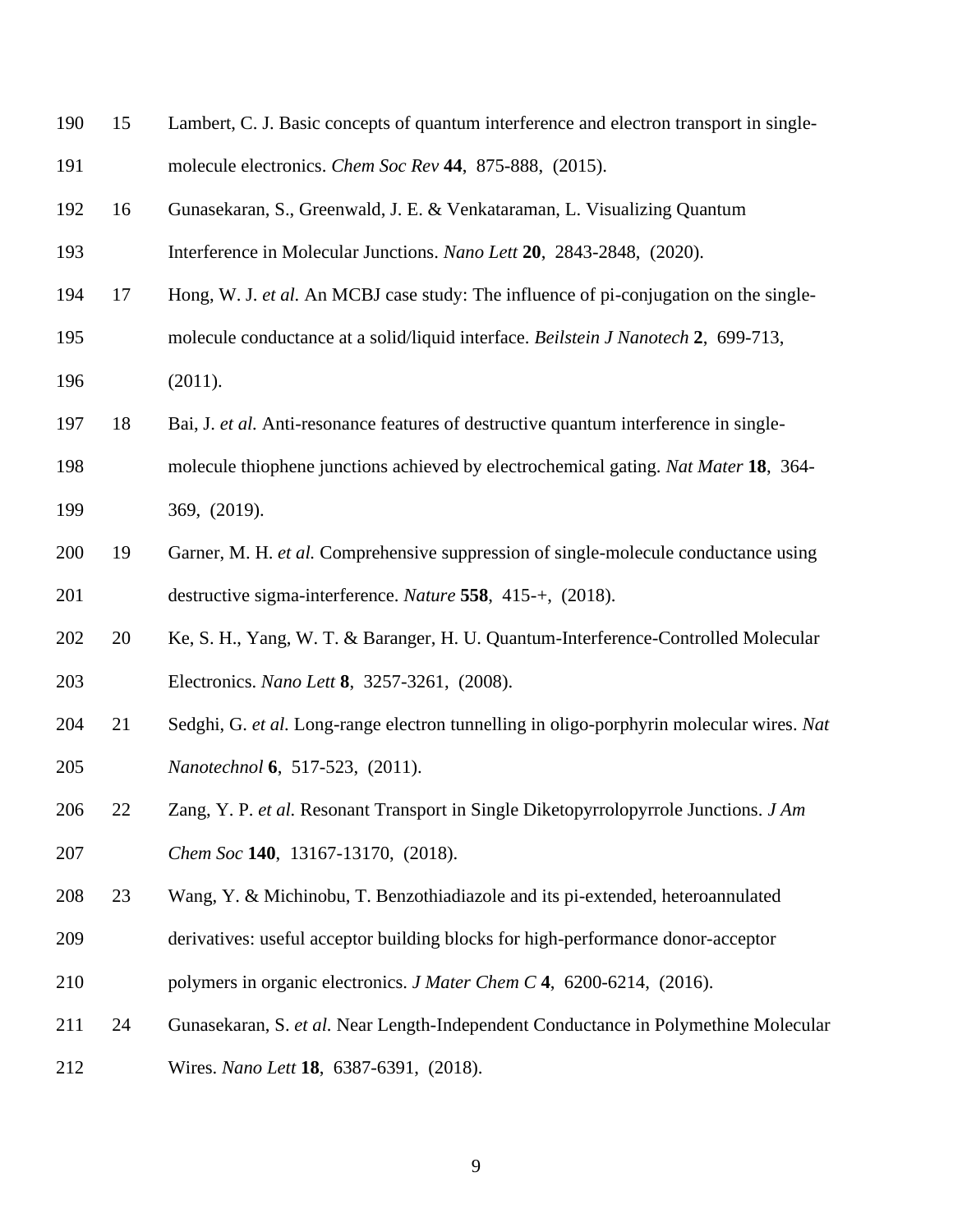15 Lambert, C. J. Basic concepts of quantum interference and electron transport in single-molecule electronics. *Chem Soc Rev* **44**, 875-888, (2015).

16 Gunasekaran, S., Greenwald, J. E. & Venkataraman, L. Visualizing Quantum Interference in Molecular Junctions. *Nano Lett* **20**, 2843-2848, (2020).

17 Hong, W. J. *et al.* An MCBJ case study: The influence of pi-conjugation on the single-molecule conductance at a solid/liquid interface. *Beilstein J Nanotech* **2**, 699-713, (2011).

18 Bai, J. *et al.* Anti-resonance features of destructive quantum interference in single-molecule thiophene junctions achieved by electrochemical gating. *Nat Mater* **18**, 364-369, (2019).

19 Garner, M. H. *et al.* Comprehensive suppression of single-molecule conductance using destructive sigma-interference. *Nature* **558**, 415-+, (2018).

20 Ke, S. H., Yang, W. T. & Baranger, H. U. Quantum-Interference-Controlled Molecular Electronics. *Nano Lett* **8**, 3257-3261, (2008).

21 Sedghi, G. *et al.* Long-range electron tunnelling in oligo-porphyrin molecular wires. *Nat Nanotechnol* **6**, 517-523, (2011).

22 Zang, Y. P. *et al.* Resonant Transport in Single Diketopyrrolopyrrole Junctions. *J Am Chem Soc* **140**, 13167-13170, (2018).

23 Wang, Y. & Michinobu, T. Benzothiadiazole and its pi-extended, heteroannulated derivatives: useful acceptor building blocks for high-performance donor-acceptor polymers in organic electronics. *J Mater Chem C* **4**, 6200-6214, (2016).

24 Gunasekaran, S. *et al.* Near Length-Independent Conductance in Polymethine Molecular Wires. *Nano Lett* **18**, 6387-6391, (2018).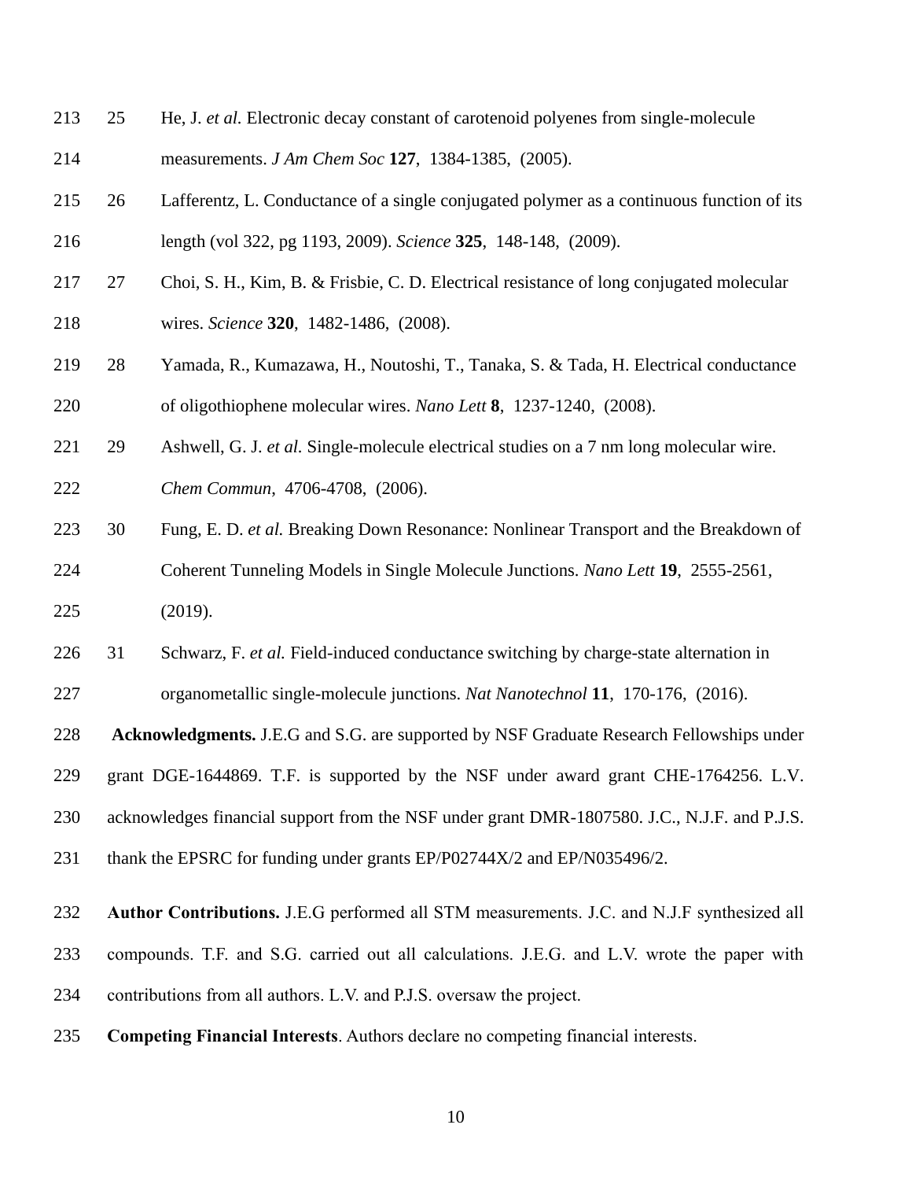25 He, J. *et al.* Electronic decay constant of carotenoid polyenes from single-molecule measurements. *J Am Chem Soc* **127**, 1384-1385, (2005).

26 Lafferentz, L. Conductance of a single conjugated polymer as a continuous function of its length (vol 322, pg 1193, 2009). *Science* **325**, 148-148, (2009).

27 Choi, S. H., Kim, B. & Frisbie, C. D. Electrical resistance of long conjugated molecular wires. *Science* **320**, 1482-1486, (2008).

28 Yamada, R., Kumazawa, H., Noutoshi, T., Tanaka, S. & Tada, H. Electrical conductance of oligothiophene molecular wires. *Nano Lett* **8**, 1237-1240, (2008).

29 Ashwell, G. J. *et al.* Single-molecule electrical studies on a 7 nm long molecular wire. *Chem Commun*, 4706-4708, (2006).

30 Fung, E. D. *et al.* Breaking Down Resonance: Nonlinear Transport and the Breakdown of Coherent Tunneling Models in Single Molecule Junctions. *Nano Lett* **19**, 2555-2561, (2019).

31 Schwarz, F. *et al.* Field-induced conductance switching by charge-state alternation in organometallic single-molecule junctions. *Nat Nanotechnol* **11**, 170-176, (2016).

**Acknowledgments.** J.E.G and S.G. are supported by NSF Graduate Research Fellowships under grant DGE-1644869. T.F. is supported by the NSF under award grant CHE-1764256. L.V. acknowledges financial support from the NSF under grant DMR-1807580. J.C., N.J.F. and P.J.S. thank the EPSRC for funding under grants EP/P02744X/2 and EP/N035496/2.

**Author Contributions.** J.E.G performed all STM measurements. J.C. and N.J.F synthesized all compounds. T.F. and S.G. carried out all calculations. J.E.G. and L.V. wrote the paper with contributions from all authors. L.V. and P.J.S. oversaw the project.

**Competing Financial Interests**. Authors declare no competing financial interests.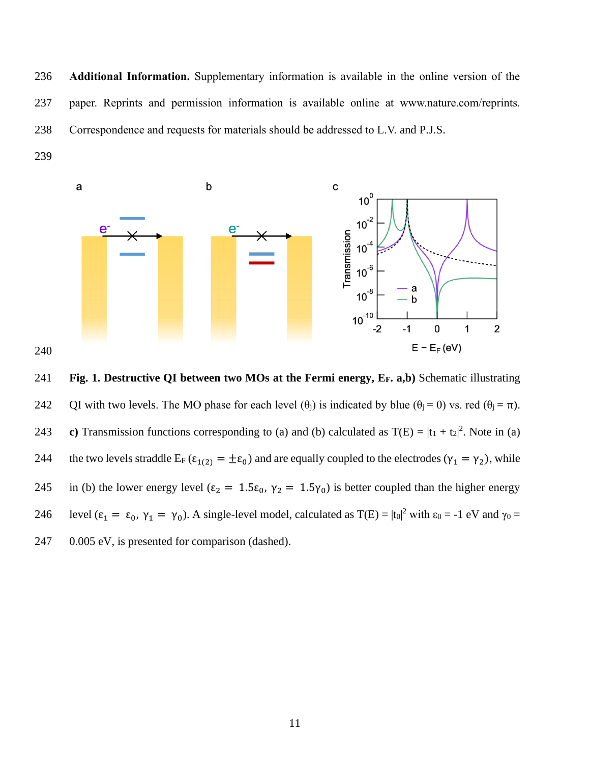**Additional Information.** Supplementary information is available in the online version of the paper. Reprints and permission information is available online at www.nature.com/reprints. Correspondence and requests for materials should be addressed to L.V. and P.J.S.

**Fig. 1. Destructive QI between two MOs at the Fermi energy, $E_F$. a,b)** Schematic illustrating QI with two levels. The MO phase for each level ($\theta_j$) is indicated by blue ($\theta_j = 0$) vs. red ($\theta_j = \pi$). **c)** Transmission functions corresponding to (a) and (b) calculated as $T(E) = |t_1 + t_2|^2$. Note in (a) the two levels straddle $E_F$ ($\varepsilon_{1(2)} = \pm\varepsilon_0$) and are equally coupled to the electrodes ($\gamma_1 = \gamma_2$), while in (b) the lower energy level ($\varepsilon_2 = 1.5\varepsilon_0$, $\gamma_2 = 1.5\gamma_0$) is better coupled than the higher energy level ($\varepsilon_1 = \varepsilon_0$, $\gamma_1 = \gamma_0$). A single-level model, calculated as $T(E) = |t_0|^2$ with $\varepsilon_0 = -1$ eV and $\gamma_0 = 0.005$ eV, is presented for comparison (dashed).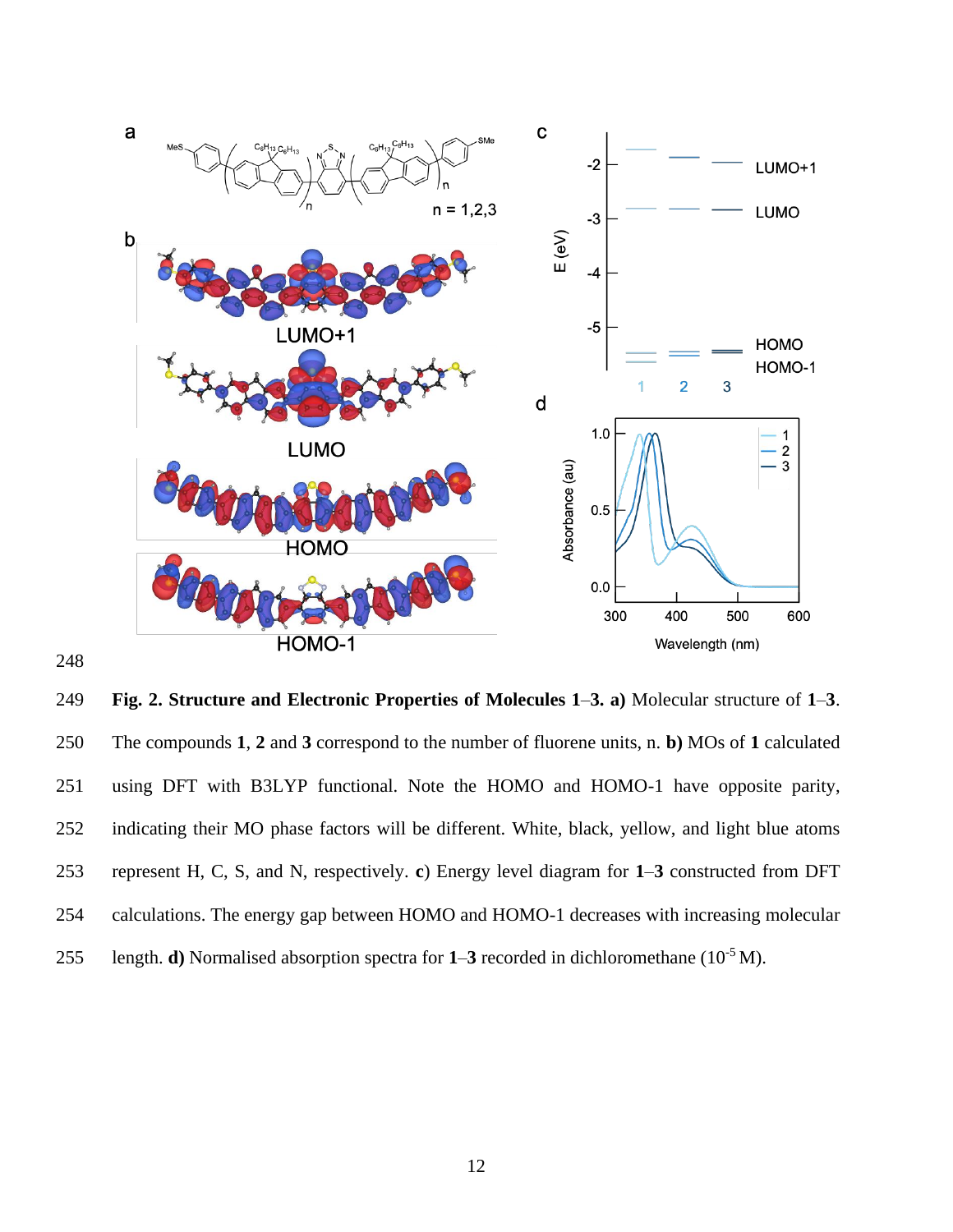**Fig. 2. Structure and Electronic Properties of Molecules 1–3. a)** Molecular structure of **1**–**3**. The compounds **1**, **2** and **3** correspond to the number of fluorene units, n. **b)** MOs of **1** calculated using DFT with B3LYP functional. Note the HOMO and HOMO-1 have opposite parity, indicating their MO phase factors will be different. White, black, yellow, and light blue atoms represent H, C, S, and N, respectively. **c**) Energy level diagram for **1**–**3** constructed from DFT calculations. The energy gap between HOMO and HOMO-1 decreases with increasing molecular length. **d)** Normalised absorption spectra for **1**–**3** recorded in dichloromethane ($10^{-5}$ M).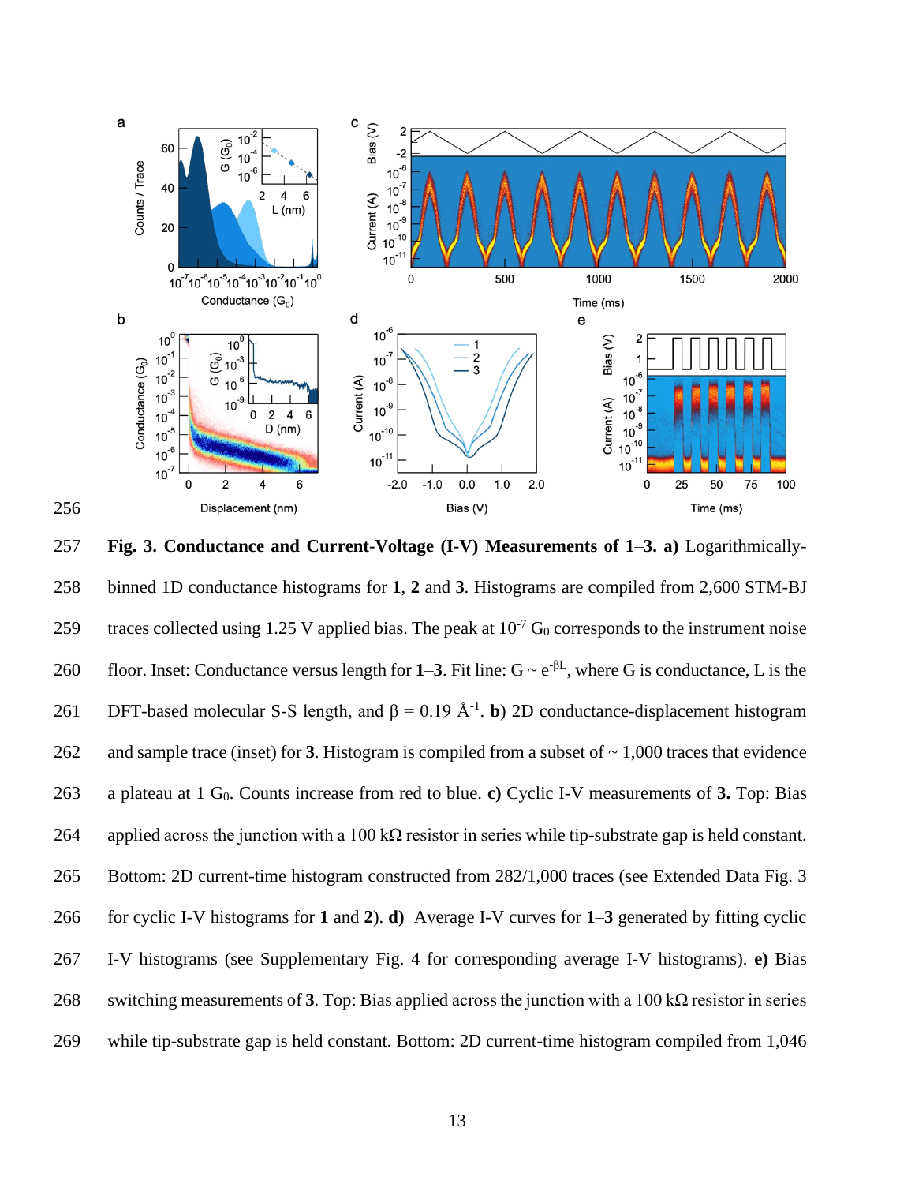**Fig. 3. Conductance and Current-Voltage (I-V) Measurements of 1–3. a)** Logarithmically-binned 1D conductance histograms for **1**, **2** and **3**. Histograms are compiled from 2,600 STM-BJ traces collected using 1.25 V applied bias. The peak at $10^{-7}$ $G_0$ corresponds to the instrument noise floor. Inset: Conductance versus length for **1**–**3**. Fit line: $G \sim e^{-\beta L}$, where G is conductance, L is the DFT-based molecular S-S length, and $\beta = 0.19$ Å$^{-1}$. **b**) 2D conductance-displacement histogram and sample trace (inset) for **3**. Histogram is compiled from a subset of ~ 1,000 traces that evidence a plateau at 1 $G_0$. Counts increase from red to blue. **c)** Cyclic I-V measurements of **3.** Top: Bias applied across the junction with a 100 kΩ resistor in series while tip-substrate gap is held constant. Bottom: 2D current-time histogram constructed from 282/1,000 traces (see Extended Data Fig. 3 for cyclic I-V histograms for **1** and **2**). **d)** Average I-V curves for **1**–**3** generated by fitting cyclic I-V histograms (see Supplementary Fig. 4 for corresponding average I-V histograms). **e)** Bias switching measurements of **3**. Top: Bias applied across the junction with a 100 kΩ resistor in series while tip-substrate gap is held constant. Bottom: 2D current-time histogram compiled from 1,046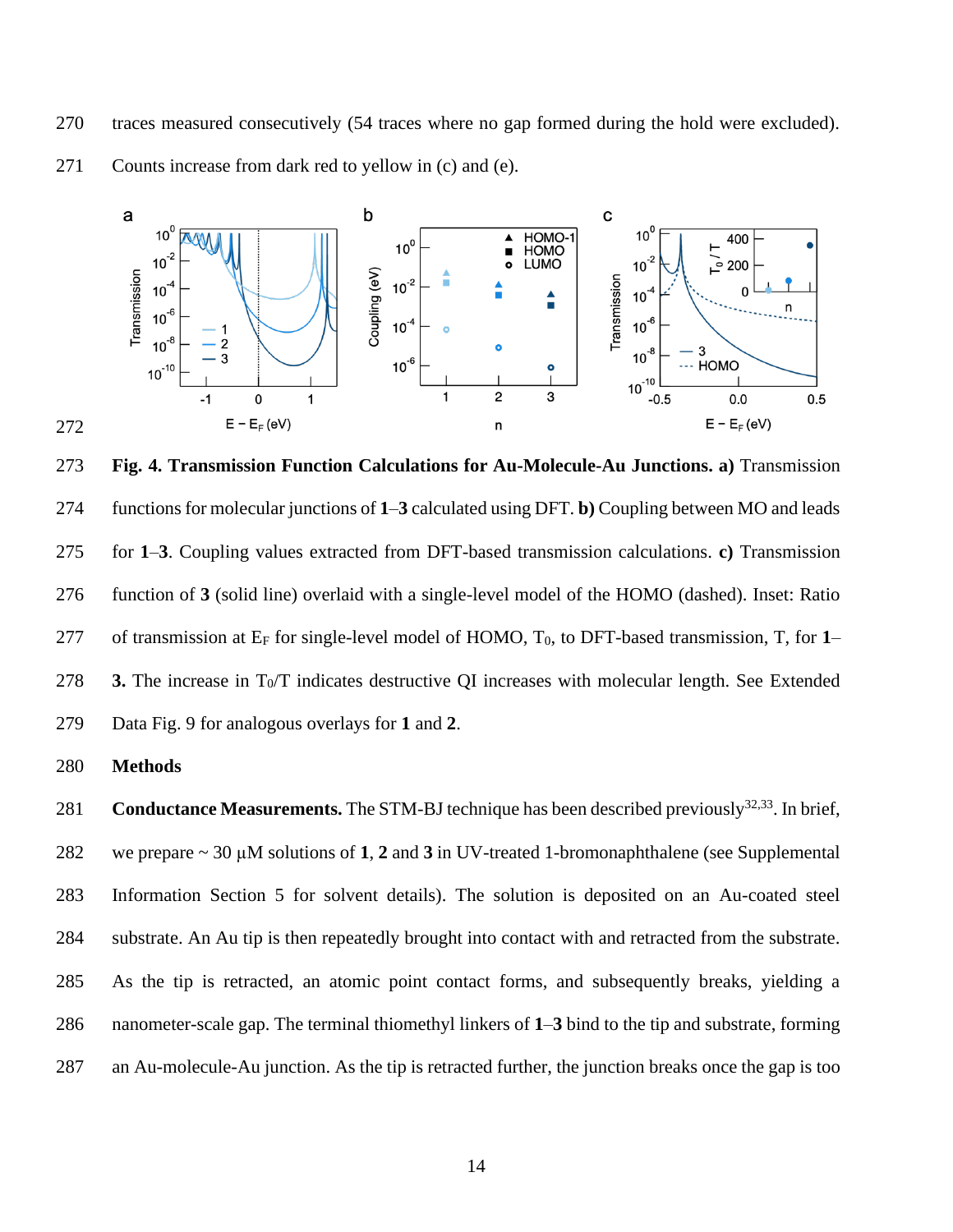traces measured consecutively (54 traces where no gap formed during the hold were excluded). Counts increase from dark red to yellow in (c) and (e).

**Fig. 4. Transmission Function Calculations for Au-Molecule-Au Junctions. a)** Transmission functions for molecular junctions of **1**–**3** calculated using DFT. **b)** Coupling between MO and leads for **1**–**3**. Coupling values extracted from DFT-based transmission calculations. **c)** Transmission function of **3** (solid line) overlaid with a single-level model of the HOMO (dashed). Inset: Ratio of transmission at $E_F$ for single-level model of HOMO, $T_0$, to DFT-based transmission, T, for **1**–**3.** The increase in $T_0/T$ indicates destructive QI increases with molecular length. See Extended Data Fig. 9 for analogous overlays for **1** and **2**.

## Methods

**Conductance Measurements.** The STM-BJ technique has been described previously[32,33]. In brief, we prepare ~ 30 μM solutions of **1**, **2** and **3** in UV-treated 1-bromonaphthalene (see Supplemental Information Section 5 for solvent details). The solution is deposited on an Au-coated steel substrate. An Au tip is then repeatedly brought into contact with and retracted from the substrate. As the tip is retracted, an atomic point contact forms, and subsequently breaks, yielding a nanometer-scale gap. The terminal thiomethyl linkers of **1**–**3** bind to the tip and substrate, forming an Au-molecule-Au junction. As the tip is retracted further, the junction breaks once the gap is too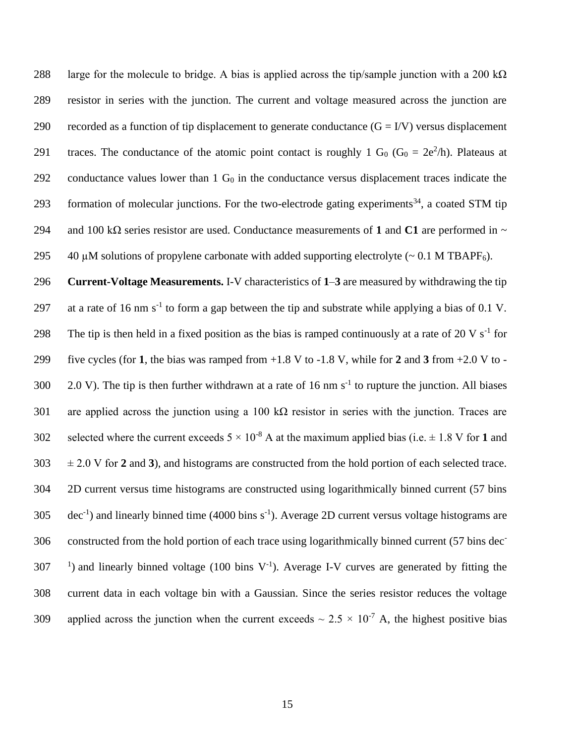large for the molecule to bridge. A bias is applied across the tip/sample junction with a 200 kΩ resistor in series with the junction. The current and voltage measured across the junction are recorded as a function of tip displacement to generate conductance ($G = I/V$) versus displacement traces. The conductance of the atomic point contact is roughly 1 $G_0$ ($G_0 = 2e^2/h$). Plateaus at conductance values lower than 1 $G_0$ in the conductance versus displacement traces indicate the formation of molecular junctions. For the two-electrode gating experiments[34], a coated STM tip and 100 kΩ series resistor are used. Conductance measurements of **1** and **C1** are performed in ~ 40 μM solutions of propylene carbonate with added supporting electrolyte (~ 0.1 M $TBAPF_6$).

**Current-Voltage Measurements.** I-V characteristics of **1**–**3** are measured by withdrawing the tip at a rate of 16 nm $s^{-1}$ to form a gap between the tip and substrate while applying a bias of 0.1 V. The tip is then held in a fixed position as the bias is ramped continuously at a rate of 20 V $s^{-1}$ for five cycles (for **1**, the bias was ramped from +1.8 V to -1.8 V, while for **2** and **3** from +2.0 V to -2.0 V). The tip is then further withdrawn at a rate of 16 nm $s^{-1}$ to rupture the junction. All biases are applied across the junction using a 100 kΩ resistor in series with the junction. Traces are selected where the current exceeds $5 \times 10^{-8}$ A at the maximum applied bias (i.e. ± 1.8 V for **1** and ± 2.0 V for **2** and **3**), and histograms are constructed from the hold portion of each selected trace. 2D current versus time histograms are constructed using logarithmically binned current (57 bins $dec^{-1}$) and linearly binned time (4000 bins $s^{-1}$). Average 2D current versus voltage histograms are constructed from the hold portion of each trace using logarithmically binned current (57 bins $dec^{-1}$) and linearly binned voltage (100 bins $V^{-1}$). Average I-V curves are generated by fitting the current data in each voltage bin with a Gaussian. Since the series resistor reduces the voltage applied across the junction when the current exceeds ~ $2.5 \times 10^{-7}$ A, the highest positive bias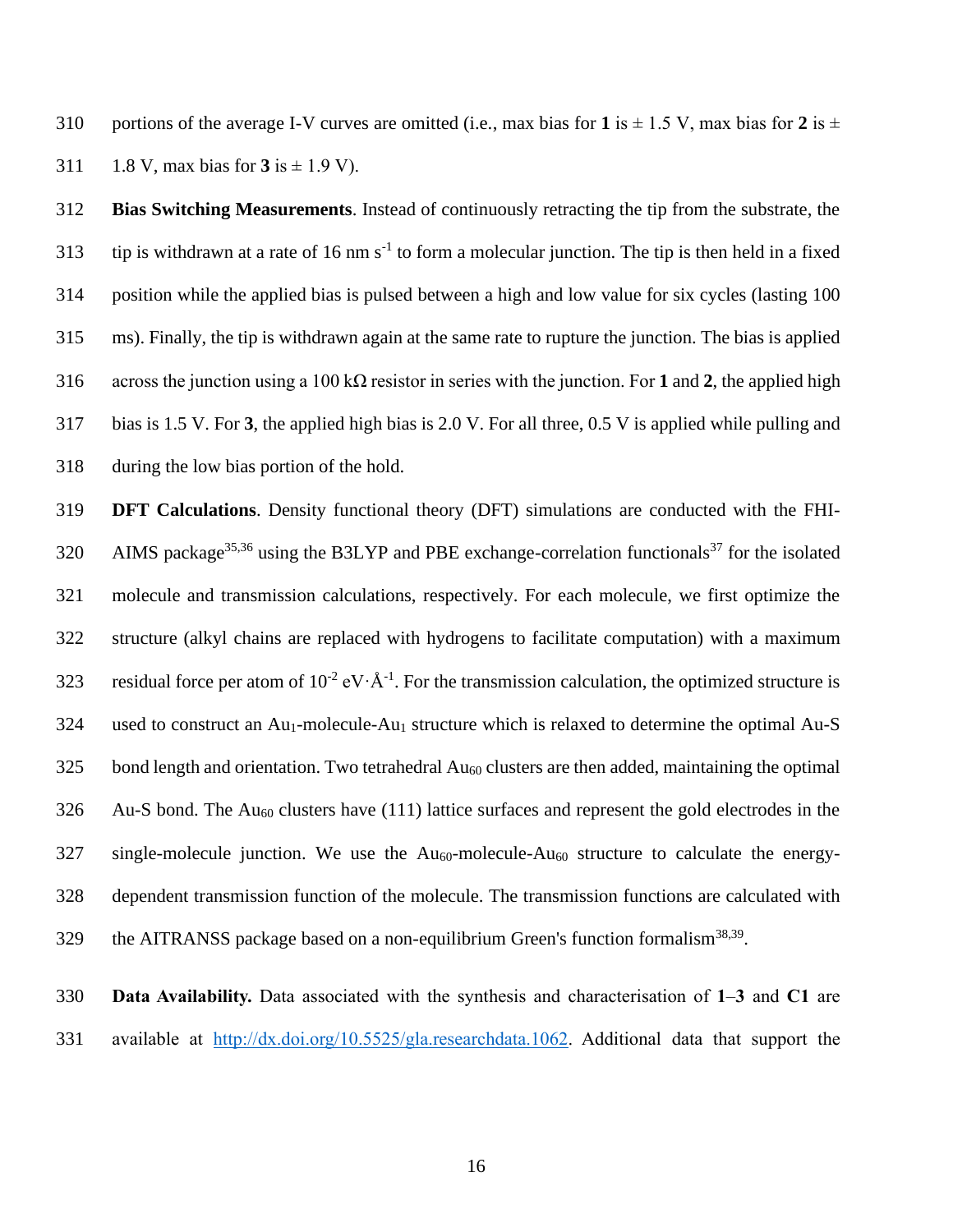portions of the average I-V curves are omitted (i.e., max bias for **1** is ± 1.5 V, max bias for **2** is ± 1.8 V, max bias for **3** is ± 1.9 V).

**Bias Switching Measurements**. Instead of continuously retracting the tip from the substrate, the tip is withdrawn at a rate of 16 nm $s^{-1}$ to form a molecular junction. The tip is then held in a fixed position while the applied bias is pulsed between a high and low value for six cycles (lasting 100 ms). Finally, the tip is withdrawn again at the same rate to rupture the junction. The bias is applied across the junction using a 100 kΩ resistor in series with the junction. For **1** and **2**, the applied high bias is 1.5 V. For **3**, the applied high bias is 2.0 V. For all three, 0.5 V is applied while pulling and during the low bias portion of the hold.

**DFT Calculations**. Density functional theory (DFT) simulations are conducted with the FHI-AIMS package[35,36] using the B3LYP and PBE exchange-correlation functionals[37] for the isolated molecule and transmission calculations, respectively. For each molecule, we first optimize the structure (alkyl chains are replaced with hydrogens to facilitate computation) with a maximum residual force per atom of $10^{-2}$ eV·$Å^{-1}$. For the transmission calculation, the optimized structure is used to construct an $Au_1$-molecule-$Au_1$ structure which is relaxed to determine the optimal Au-S bond length and orientation. Two tetrahedral $Au_{60}$ clusters are then added, maintaining the optimal Au-S bond. The $Au_{60}$ clusters have (111) lattice surfaces and represent the gold electrodes in the single-molecule junction. We use the $Au_{60}$-molecule-$Au_{60}$ structure to calculate the energy-dependent transmission function of the molecule. The transmission functions are calculated with the AITRANSS package based on a non-equilibrium Green's function formalism[38,39].

**Data Availability.** Data associated with the synthesis and characterisation of **1**–**3** and **C1** are available at http://dx.doi.org/10.5525/gla.researchdata.1062. Additional data that support the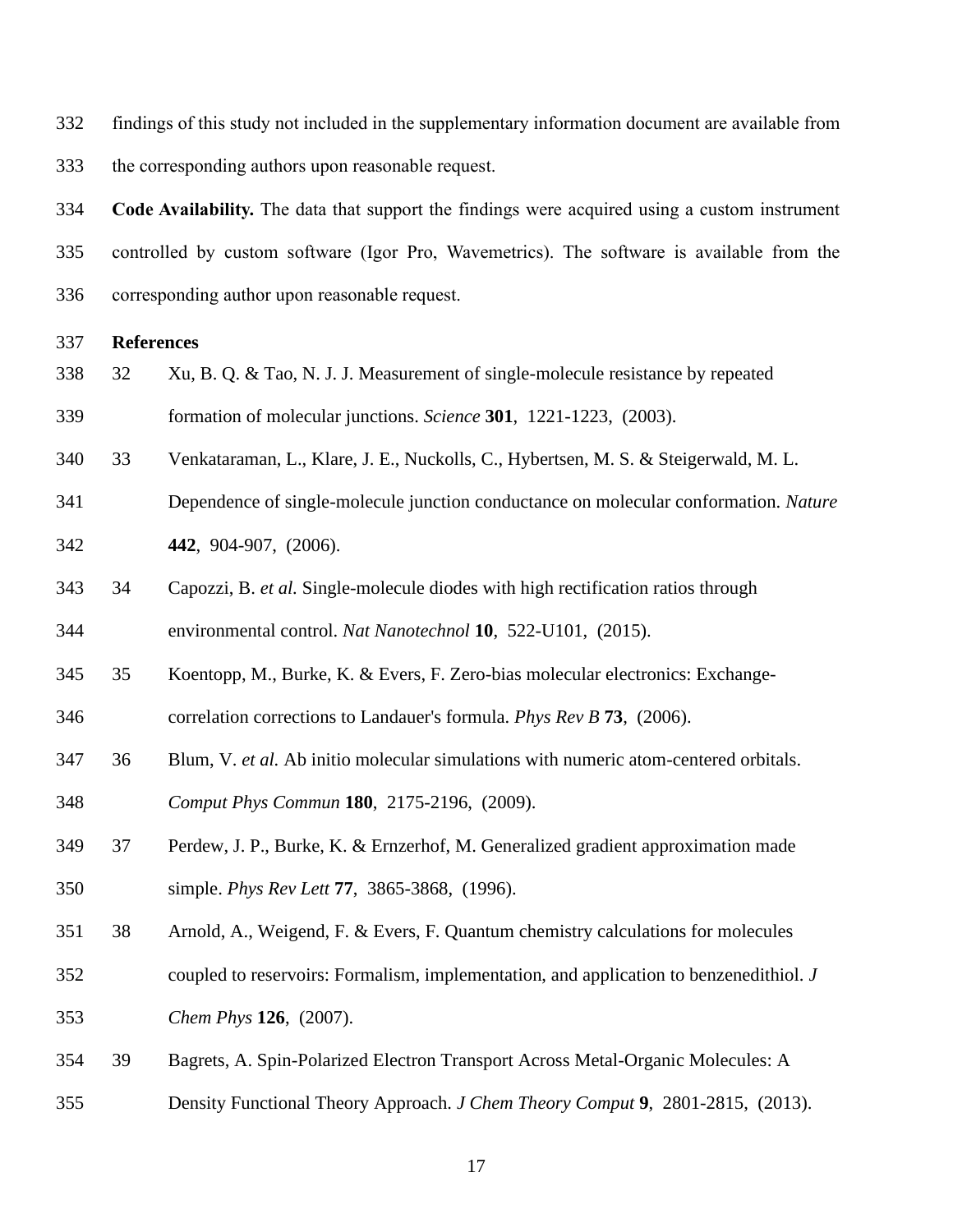findings of this study not included in the supplementary information document are available from the corresponding authors upon reasonable request.

**Code Availability.** The data that support the findings were acquired using a custom instrument controlled by custom software (Igor Pro, Wavemetrics). The software is available from the corresponding author upon reasonable request.

## References

32 Xu, B. Q. & Tao, N. J. J. Measurement of single-molecule resistance by repeated formation of molecular junctions. *Science* **301**, 1221-1223, (2003).

33 Venkataraman, L., Klare, J. E., Nuckolls, C., Hybertsen, M. S. & Steigerwald, M. L. Dependence of single-molecule junction conductance on molecular conformation. *Nature* **442**, 904-907, (2006).

34 Capozzi, B. *et al.* Single-molecule diodes with high rectification ratios through environmental control. *Nat Nanotechnol* **10**, 522-U101, (2015).

35 Koentopp, M., Burke, K. & Evers, F. Zero-bias molecular electronics: Exchange-correlation corrections to Landauer's formula. *Phys Rev B* **73**, (2006).

36 Blum, V. *et al.* Ab initio molecular simulations with numeric atom-centered orbitals. *Comput Phys Commun* **180**, 2175-2196, (2009).

37 Perdew, J. P., Burke, K. & Ernzerhof, M. Generalized gradient approximation made simple. *Phys Rev Lett* **77**, 3865-3868, (1996).

38 Arnold, A., Weigend, F. & Evers, F. Quantum chemistry calculations for molecules coupled to reservoirs: Formalism, implementation, and application to benzenedithiol. *J Chem Phys* **126**, (2007).

39 Bagrets, A. Spin-Polarized Electron Transport Across Metal-Organic Molecules: A Density Functional Theory Approach. *J Chem Theory Comput* **9**, 2801-2815, (2013).